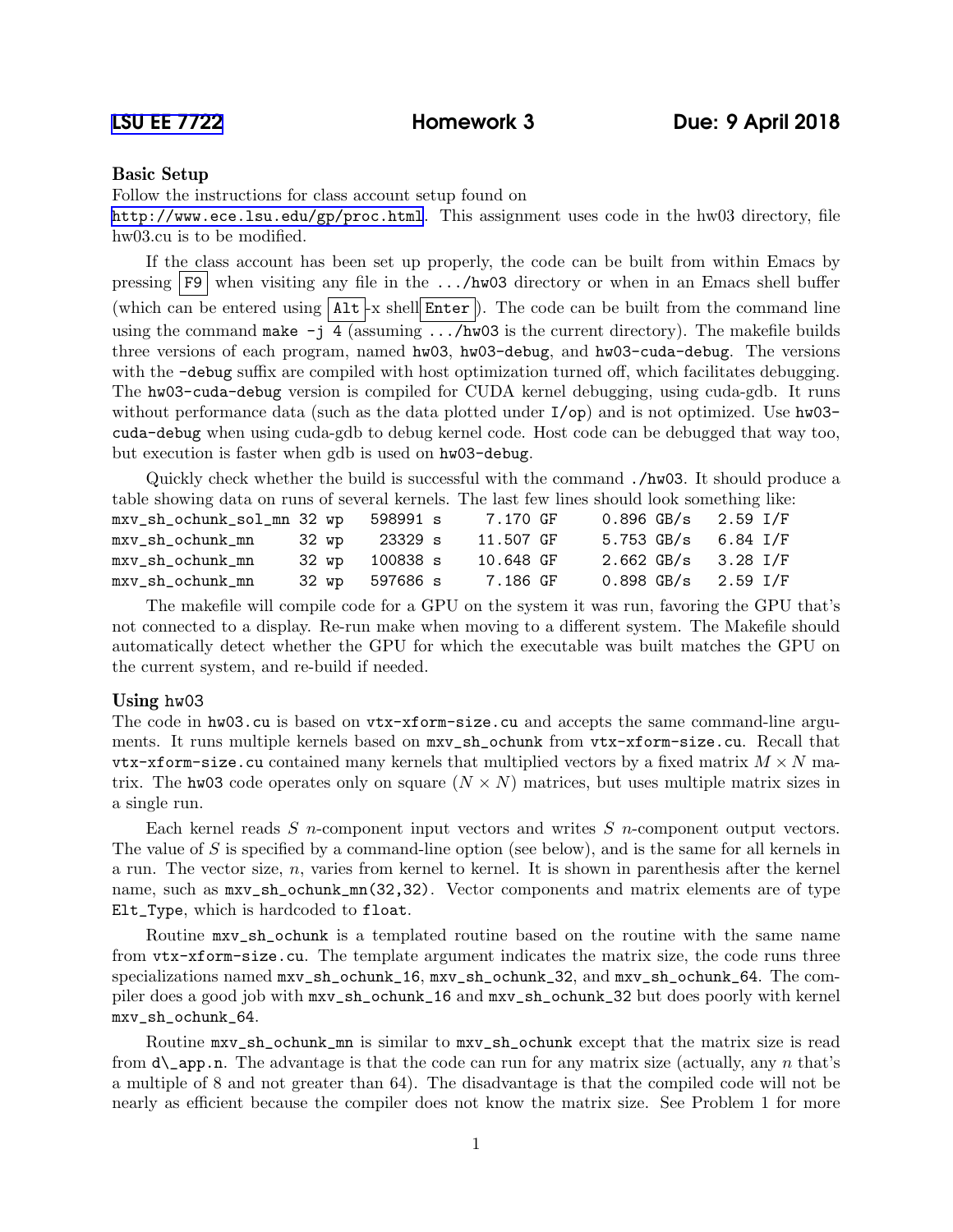LSU EE 7722 **Homework 3** **Due: 9 April 2018**

### Basic Setup

Follow the instructions for class account setup found on
http://www.ece.lsu.edu/gp/proc.html. This assignment uses code in the hw03 directory, file hw03.cu is to be modified.

If the class account has been set up properly, the code can be built from within Emacs by pressing F9 when visiting any file in the .../hw03 directory or when in an Emacs shell buffer (which can be entered using Alt-x shell Enter). The code can be built from the command line using the command `make -j 4` (assuming .../hw03 is the current directory). The makefile builds three versions of each program, named `hw03`, `hw03-debug`, and `hw03-cuda-debug`. The versions with the `-debug` suffix are compiled with host optimization turned off, which facilitates debugging. The `hw03-cuda-debug` version is compiled for CUDA kernel debugging, using cuda-gdb. It runs without performance data (such as the data plotted under `I/op`) and is not optimized. Use `hw03-cuda-debug` when using cuda-gdb to debug kernel code. Host code can be debugged that way too, but execution is faster when gdb is used on `hw03-debug`.

Quickly check whether the build is successful with the command `./hw03`. It should produce a table showing data on runs of several kernels. The last few lines should look something like:

```
mxv_sh_ochunk_sol_mn 32 wp   598991 s    7.170 GF    0.896 GB/s   2.59 I/F
mxv_sh_ochunk_mn     32 wp    23329 s   11.507 GF    5.753 GB/s   6.84 I/F
mxv_sh_ochunk_mn     32 wp   100838 s   10.648 GF    2.662 GB/s   3.28 I/F
mxv_sh_ochunk_mn     32 wp   597686 s    7.186 GF    0.898 GB/s   2.59 I/F
```

The makefile will compile code for a GPU on the system it was run, favoring the GPU that's not connected to a display. Re-run make when moving to a different system. The Makefile should automatically detect whether the GPU for which the executable was built matches the GPU on the current system, and re-build if needed.

### Using hw03

The code in `hw03.cu` is based on `vtx-xform-size.cu` and accepts the same command-line arguments. It runs multiple kernels based on `mxv_sh_ochunk` from `vtx-xform-size.cu`. Recall that `vtx-xform-size.cu` contained many kernels that multiplied vectors by a fixed matrix $M \times N$ matrix. The `hw03` code operates only on square ($N \times N$) matrices, but uses multiple matrix sizes in a single run.

Each kernel reads $S$ $n$-component input vectors and writes $S$ $n$-component output vectors. The value of $S$ is specified by a command-line option (see below), and is the same for all kernels in a run. The vector size, $n$, varies from kernel to kernel. It is shown in parenthesis after the kernel name, such as `mxv_sh_ochunk_mn(32,32)`. Vector components and matrix elements are of type `Elt_Type`, which is hardcoded to `float`.

Routine `mxv_sh_ochunk` is a templated routine based on the routine with the same name from `vtx-xform-size.cu`. The template argument indicates the matrix size, the code runs three specializations named `mxv_sh_ochunk_16`, `mxv_sh_ochunk_32`, and `mxv_sh_ochunk_64`. The compiler does a good job with `mxv_sh_ochunk_16` and `mxv_sh_ochunk_32` but does poorly with kernel `mxv_sh_ochunk_64`.

Routine `mxv_sh_ochunk_mn` is similar to `mxv_sh_ochunk` except that the matrix size is read from `d\_app.n`. The advantage is that the code can run for any matrix size (actually, any $n$ that's a multiple of 8 and not greater than 64). The disadvantage is that the compiled code will not be nearly as efficient because the compiler does not know the matrix size. See Problem 1 for more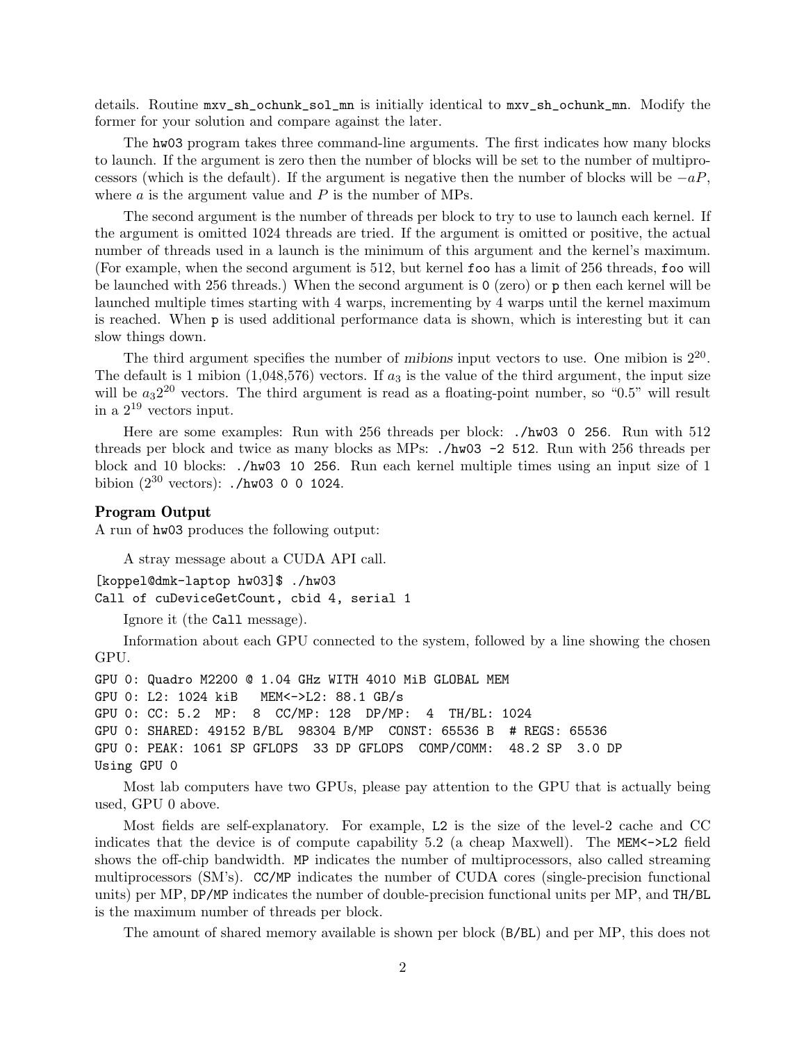details. Routine `mxv_sh_ochunk_sol_mn` is initially identical to `mxv_sh_ochunk_mn`. Modify the former for your solution and compare against the later.

The `hw03` program takes three command-line arguments. The first indicates how many blocks to launch. If the argument is zero then the number of blocks will be set to the number of multiprocessors (which is the default). If the argument is negative then the number of blocks will be $-aP$, where $a$ is the argument value and $P$ is the number of MPs.

The second argument is the number of threads per block to try to use to launch each kernel. If the argument is omitted 1024 threads are tried. If the argument is omitted or positive, the actual number of threads used in a launch is the minimum of this argument and the kernel's maximum. (For example, when the second argument is 512, but kernel `foo` has a limit of 256 threads, `foo` will be launched with 256 threads.) When the second argument is `0` (zero) or `p` then each kernel will be launched multiple times starting with 4 warps, incrementing by 4 warps until the kernel maximum is reached. When `p` is used additional performance data is shown, which is interesting but it can slow things down.

The third argument specifies the number of *mibions* input vectors to use. One mibion is $2^{20}$. The default is 1 mibion (1,048,576) vectors. If $a_3$ is the value of the third argument, the input size will be $a_3 2^{20}$ vectors. The third argument is read as a floating-point number, so "0.5" will result in a $2^{19}$ vectors input.

Here are some examples: Run with 256 threads per block: `./hw03 0 256`. Run with 512 threads per block and twice as many blocks as MPs: `./hw03 -2 512`. Run with 256 threads per block and 10 blocks: `./hw03 10 256`. Run each kernel multiple times using an input size of 1 bibion ($2^{30}$ vectors): `./hw03 0 0 1024`.

### Program Output

A run of `hw03` produces the following output:

A stray message about a CUDA API call.

```
[koppel@dmk-laptop hw03]$ ./hw03
Call of cuDeviceGetCount, cbid 4, serial 1
```

Ignore it (the `Call` message).

Information about each GPU connected to the system, followed by a line showing the chosen GPU.

```
GPU 0: Quadro M2200 @ 1.04 GHz WITH 4010 MiB GLOBAL MEM
GPU 0: L2: 1024 kiB   MEM<->L2: 88.1 GB/s
GPU 0: CC: 5.2  MP:  8  CC/MP: 128  DP/MP:  4  TH/BL: 1024
GPU 0: SHARED: 49152 B/BL  98304 B/MP  CONST: 65536 B  # REGS: 65536
GPU 0: PEAK: 1061 SP GFLOPS  33 DP GFLOPS  COMP/COMM:  48.2 SP  3.0 DP
Using GPU 0
```

Most lab computers have two GPUs, please pay attention to the GPU that is actually being used, GPU 0 above.

Most fields are self-explanatory. For example, `L2` is the size of the level-2 cache and `CC` indicates that the device is of compute capability 5.2 (a cheap Maxwell). The `MEM<->L2` field shows the off-chip bandwidth. `MP` indicates the number of multiprocessors, also called streaming multiprocessors (SM's). `CC/MP` indicates the number of CUDA cores (single-precision functional units) per MP, `DP/MP` indicates the number of double-precision functional units per MP, and `TH/BL` is the maximum number of threads per block.

The amount of shared memory available is shown per block (`B/BL`) and per MP, this does not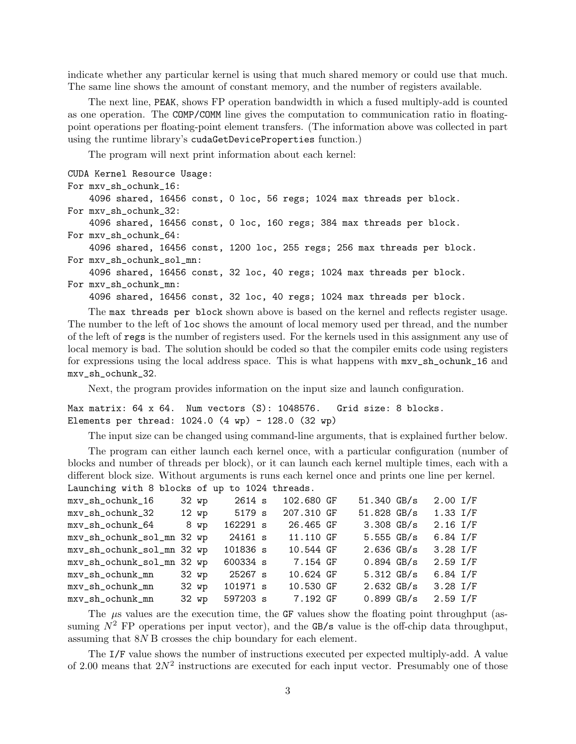indicate whether any particular kernel is using that much shared memory or could use that much. The same line shows the amount of constant memory, and the number of registers available.

The next line, `PEAK`, shows FP operation bandwidth in which a fused multiply-add is counted as one operation. The `COMP/COMM` line gives the computation to communication ratio in floating-point operations per floating-point element transfers. (The information above was collected in part using the runtime library's `cudaGetDeviceProperties` function.)

The program will next print information about each kernel:

```
CUDA Kernel Resource Usage:
For mxv_sh_ochunk_16:
    4096 shared, 16456 const, 0 loc, 56 regs; 1024 max threads per block.
For mxv_sh_ochunk_32:
    4096 shared, 16456 const, 0 loc, 160 regs; 384 max threads per block.
For mxv_sh_ochunk_64:
    4096 shared, 16456 const, 1200 loc, 255 regs; 256 max threads per block.
For mxv_sh_ochunk_sol_mn:
    4096 shared, 16456 const, 32 loc, 40 regs; 1024 max threads per block.
For mxv_sh_ochunk_mn:
    4096 shared, 16456 const, 32 loc, 40 regs; 1024 max threads per block.
```

The `max threads per block` shown above is based on the kernel and reflects register usage. The number to the left of `loc` shows the amount of local memory used per thread, and the number of the left of `regs` is the number of registers used. For the kernels used in this assignment any use of local memory is bad. The solution should be coded so that the compiler emits code using registers for expressions using the local address space. This is what happens with `mxv_sh_ochunk_16` and `mxv_sh_ochunk_32`.

Next, the program provides information on the input size and launch configuration.

```
Max matrix: 64 x 64.  Num vectors (S): 1048576.   Grid size: 8 blocks.
Elements per thread: 1024.0 (4 wp) - 128.0 (32 wp)
```

The input size can be changed using command-line arguments, that is explained further below.

The program can either launch each kernel once, with a particular configuration (number of blocks and number of threads per block), or it can launch each kernel multiple times, each with a different block size. Without arguments is runs each kernel once and prints one line per kernel.

```
Launching with 8 blocks of up to 1024 threads.
mxv_sh_ochunk_16      32 wp     2614 s   102.680 GF    51.340 GB/s   2.00 I/F
mxv_sh_ochunk_32      12 wp     5179 s   207.310 GF    51.828 GB/s   1.33 I/F
mxv_sh_ochunk_64       8 wp   162291 s    26.465 GF     3.308 GB/s   2.16 I/F
mxv_sh_ochunk_sol_mn 32 wp    24161 s    11.110 GF     5.555 GB/s   6.84 I/F
mxv_sh_ochunk_sol_mn 32 wp   101836 s    10.544 GF     2.636 GB/s   3.28 I/F
mxv_sh_ochunk_sol_mn 32 wp   600334 s     7.154 GF     0.894 GB/s   2.59 I/F
mxv_sh_ochunk_mn      32 wp    25267 s    10.624 GF     5.312 GB/s   6.84 I/F
mxv_sh_ochunk_mn      32 wp   101971 s    10.530 GF     2.632 GB/s   3.28 I/F
mxv_sh_ochunk_mn      32 wp   597203 s     7.192 GF     0.899 GB/s   2.59 I/F
```

The $\mu$s values are the execution time, the `GF` values show the floating point throughput (assuming $N^2$ FP operations per input vector), and the `GB/s` value is the off-chip data throughput, assuming that $8N$ B crosses the chip boundary for each element.

The `I/F` value shows the number of instructions executed per expected multiply-add. A value of 2.00 means that $2N^2$ instructions are executed for each input vector. Presumably one of those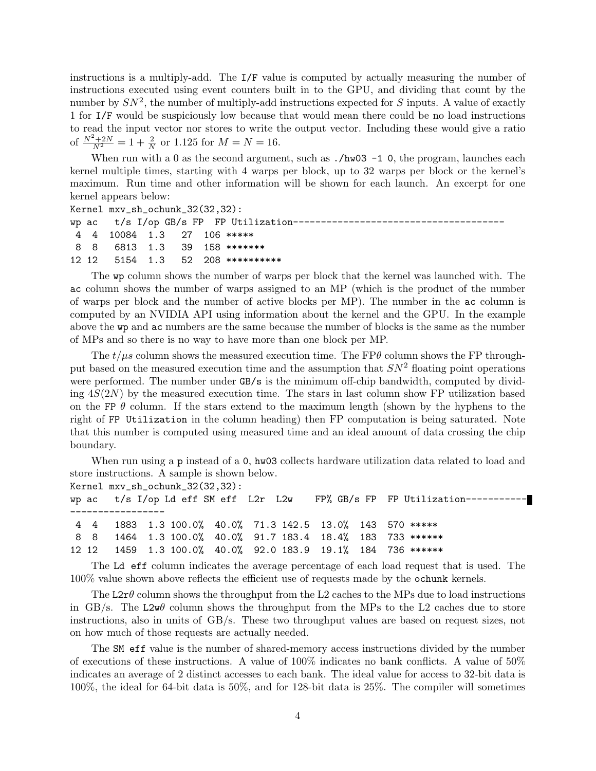instructions is a multiply-add. The `I/F` value is computed by actually measuring the number of instructions executed using event counters built in to the GPU, and dividing that count by the number by $SN^2$, the number of multiply-add instructions expected for $S$ inputs. A value of exactly 1 for `I/F` would be suspiciously low because that would mean there could be no load instructions to read the input vector nor stores to write the output vector. Including these would give a ratio of $\frac{N^2+2N}{N^2} = 1 + \frac{2}{N}$ or 1.125 for $M = N = 16$.

When run with a 0 as the second argument, such as `./hw03 -1 0`, the program, launches each kernel multiple times, starting with 4 warps per block, up to 32 warps per block or the kernel's maximum. Run time and other information will be shown for each launch. An excerpt for one kernel appears below:

```
Kernel mxv_sh_ochunk_32(32,32):
wp ac   t/s I/op GB/s FP  FP Utilization--------------------------------------
 4  4  10084  1.3   27  106 *****
 8  8   6813  1.3   39  158 *******
12 12   5154  1.3   52  208 **********
```

The `wp` column shows the number of warps per block that the kernel was launched with. The `ac` column shows the number of warps assigned to an MP (which is the product of the number of warps per block and the number of active blocks per MP). The number in the `ac` column is computed by an NVIDIA API using information about the kernel and the GPU. In the example above the `wp` and `ac` numbers are the same because the number of blocks is the same as the number of MPs and so there is no way to have more than one block per MP.

The $t/\mu s$ column shows the measured execution time. The FP$\theta$ column shows the FP throughput based on the measured execution time and the assumption that $SN^2$ floating point operations were performed. The number under `GB/s` is the minimum off-chip bandwidth, computed by dividing $4S(2N)$ by the measured execution time. The stars in last column show FP utilization based on the `FP` $\theta$ column. If the stars extend to the maximum length (shown by the hyphens to the right of `FP Utilization` in the column heading) then FP computation is being saturated. Note that this number is computed using measured time and an ideal amount of data crossing the chip boundary.

When run using a `p` instead of a `0`, `hw03` collects hardware utilization data related to load and store instructions. A sample is shown below.

```
Kernel mxv_sh_ochunk_32(32,32):
wp ac   t/s I/op Ld eff SM eff  L2r  L2w    FP% GB/s FP  FP Utilization-----------
-----------------

 4  4   1883  1.3 100.0%  40.0%  71.3 142.5  13.0%  143  570 *****
 8  8   1464  1.3 100.0%  40.0%  91.7 183.4  18.4%  183  733 ******
12 12   1459  1.3 100.0%  40.0%  92.0 183.9  19.1%  184  736 ******
```

The `Ld eff` column indicates the average percentage of each load request that is used. The 100% value shown above reflects the efficient use of requests made by the `ochunk` kernels.

The `L2r`$\theta$ column shows the throughput from the L2 caches to the MPs due to load instructions in GB/s. The `L2w`$\theta$ column shows the throughput from the MPs to the L2 caches due to store instructions, also in units of GB/s. These two throughput values are based on request sizes, not on how much of those requests are actually needed.

The `SM eff` value is the number of shared-memory access instructions divided by the number of executions of these instructions. A value of 100% indicates no bank conflicts. A value of 50% indicates an average of 2 distinct accesses to each bank. The ideal value for access to 32-bit data is 100%, the ideal for 64-bit data is 50%, and for 128-bit data is 25%. The compiler will sometimes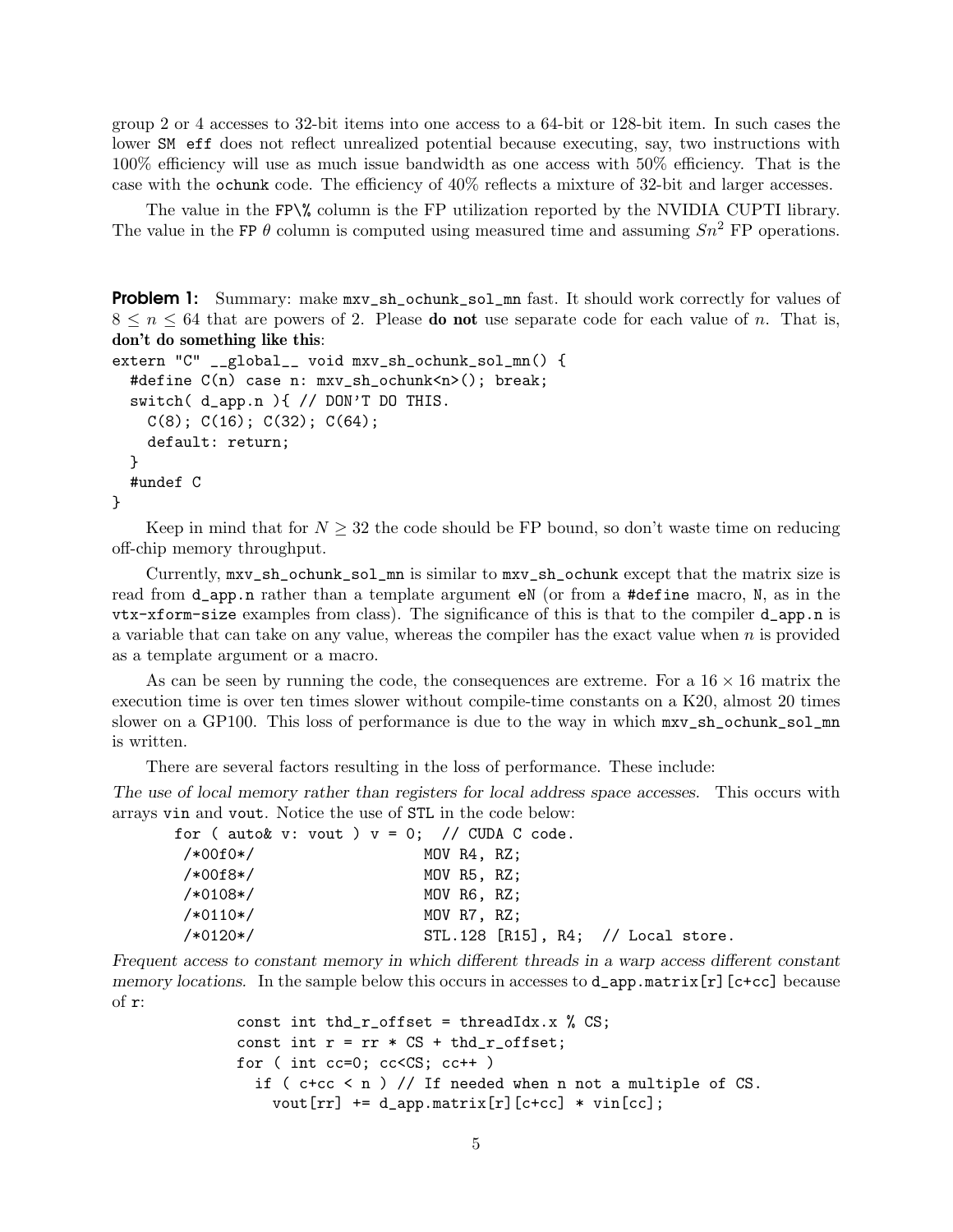group 2 or 4 accesses to 32-bit items into one access to a 64-bit or 128-bit item. In such cases the lower `SM eff` does not reflect unrealized potential because executing, say, two instructions with 100% efficiency will use as much issue bandwidth as one access with 50% efficiency. That is the case with the `ochunk` code. The efficiency of 40% reflects a mixture of 32-bit and larger accesses.

The value in the `FP\%` column is the FP utilization reported by the NVIDIA CUPTI library. The value in the `FP` $\theta$ column is computed using measured time and assuming $Sn^2$ FP operations.

**Problem 1:** Summary: make `mxv_sh_ochunk_sol_mn` fast. It should work correctly for values of $8 \leq n \leq 64$ that are powers of 2. Please **do not** use separate code for each value of $n$. That is, **don't do something like this**:

```
extern "C" __global__ void mxv_sh_ochunk_sol_mn() {
  #define C(n) case n: mxv_sh_ochunk<n>(); break;
  switch( d_app.n ){ // DON'T DO THIS.
    C(8); C(16); C(32); C(64);
    default: return;
  }
  #undef C
}
```

Keep in mind that for $N \geq 32$ the code should be FP bound, so don't waste time on reducing off-chip memory throughput.

Currently, `mxv_sh_ochunk_sol_mn` is similar to `mxv_sh_ochunk` except that the matrix size is read from `d_app.n` rather than a template argument `eN` (or from a `#define` macro, `N`, as in the `vtx-xform-size` examples from class). The significance of this is that to the compiler `d_app.n` is a variable that can take on any value, whereas the compiler has the exact value when $n$ is provided as a template argument or a macro.

As can be seen by running the code, the consequences are extreme. For a $16 \times 16$ matrix the execution time is over ten times slower without compile-time constants on a K20, almost 20 times slower on a GP100. This loss of performance is due to the way in which `mxv_sh_ochunk_sol_mn` is written.

There are several factors resulting in the loss of performance. These include:

*The use of local memory rather than registers for local address space accesses.* This occurs with arrays `vin` and `vout`. Notice the use of `STL` in the code below:

```
for ( auto& v: vout ) v = 0;  // CUDA C code.
 /*00f0*/                  MOV R4, RZ;
 /*00f8*/                  MOV R5, RZ;
 /*0108*/                  MOV R6, RZ;
 /*0110*/                  MOV R7, RZ;
 /*0120*/                  STL.128 [R15], R4;  // Local store.
```

*Frequent access to constant memory in which different threads in a warp access different constant memory locations.* In the sample below this occurs in accesses to `d_app.matrix[r][c+cc]` because of `r`:

```
const int thd_r_offset = threadIdx.x % CS;
const int r = rr * CS + thd_r_offset;
for ( int cc=0; cc<CS; cc++ )
  if ( c+cc < n ) // If needed when n not a multiple of CS.
    vout[rr] += d_app.matrix[r][c+cc] * vin[cc];
```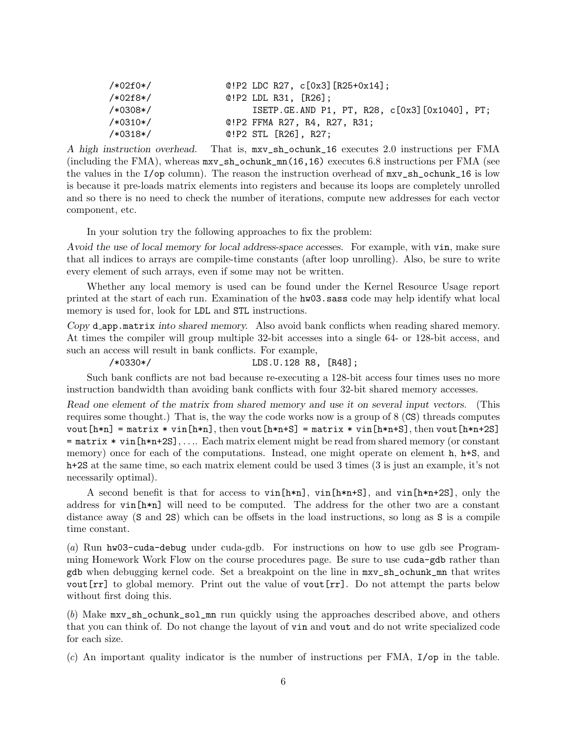```
/*02f0*/                @!P2 LDC R27, c[0x3][R25+0x14];
/*02f8*/                @!P2 LDL R31, [R26];
/*0308*/                     ISETP.GE.AND P1, PT, R28, c[0x3][0x1040], PT;
/*0310*/                @!P2 FFMA R27, R4, R27, R31;
/*0318*/                @!P2 STL [R26], R27;
```

*A high instruction overhead.* That is, `mxv_sh_ochunk_16` executes 2.0 instructions per FMA (including the FMA), whereas `mxv_sh_ochunk_mn(16,16)` executes 6.8 instructions per FMA (see the values in the `I/op` column). The reason the instruction overhead of `mxv_sh_ochunk_16` is low is because it pre-loads matrix elements into registers and because its loops are completely unrolled and so there is no need to check the number of iterations, compute new addresses for each vector component, etc.

In your solution try the following approaches to fix the problem:

*Avoid the use of local memory for local address-space accesses.* For example, with `vin`, make sure that all indices to arrays are compile-time constants (after loop unrolling). Also, be sure to write every element of such arrays, even if some may not be written.

Whether any local memory is used can be found under the Kernel Resource Usage report printed at the start of each run. Examination of the `hw03.sass` code may help identify what local memory is used for, look for `LDL` and `STL` instructions.

*Copy `d_app.matrix` into shared memory.* Also avoid bank conflicts when reading shared memory. At times the compiler will group multiple 32-bit accesses into a single 64- or 128-bit access, and such an access will result in bank conflicts. For example,

```
/*0330*/                LDS.U.128 R8, [R48];
```

Such bank conflicts are not bad because re-executing a 128-bit access four times uses no more instruction bandwidth than avoiding bank conflicts with four 32-bit shared memory accesses.

*Read one element of the matrix from shared memory and use it on several input vectors.* (This requires some thought.) That is, the way the code works now is a group of 8 (`CS`) threads computes `vout[h*n] = matrix * vin[h*n]`, then `vout[h*n+S] = matrix * vin[h*n+S]`, then `vout[h*n+2S] = matrix * vin[h*n+2S]`, .... Each matrix element might be read from shared memory (or constant memory) once for each of the computations. Instead, one might operate on element `h`, `h+S`, and `h+2S` at the same time, so each matrix element could be used 3 times (3 is just an example, it's not necessarily optimal).

A second benefit is that for access to `vin[h*n]`, `vin[h*n+S]`, and `vin[h*n+2S]`, only the address for `vin[h*n]` will need to be computed. The address for the other two are a constant distance away (`S` and `2S`) which can be offsets in the load instructions, so long as `S` is a compile time constant.

(*a*) Run `hw03-cuda-debug` under cuda-gdb. For instructions on how to use gdb see Programming Homework Work Flow on the course procedures page. Be sure to use `cuda-gdb` rather than `gdb` when debugging kernel code. Set a breakpoint on the line in `mxv_sh_ochunk_mn` that writes `vout[rr]` to global memory. Print out the value of `vout[rr]`. Do not attempt the parts below without first doing this.

(*b*) Make `mxv_sh_ochunk_sol_mn` run quickly using the approaches described above, and others that you can think of. Do not change the layout of `vin` and `vout` and do not write specialized code for each size.

(*c*) An important quality indicator is the number of instructions per FMA, `I/op` in the table.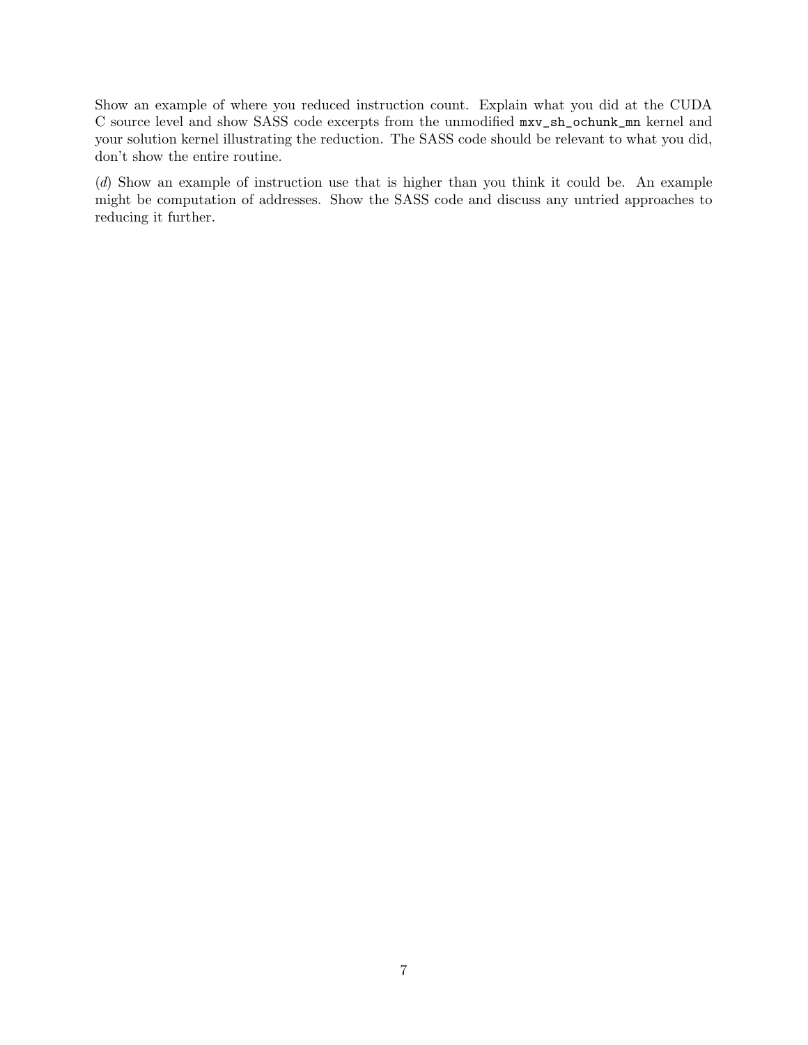Show an example of where you reduced instruction count. Explain what you did at the CUDA C source level and show SASS code excerpts from the unmodified `mxv_sh_ochunk_mn` kernel and your solution kernel illustrating the reduction. The SASS code should be relevant to what you did, don't show the entire routine.

(*d*) Show an example of instruction use that is higher than you think it could be. An example might be computation of addresses. Show the SASS code and discuss any untried approaches to reducing it further.